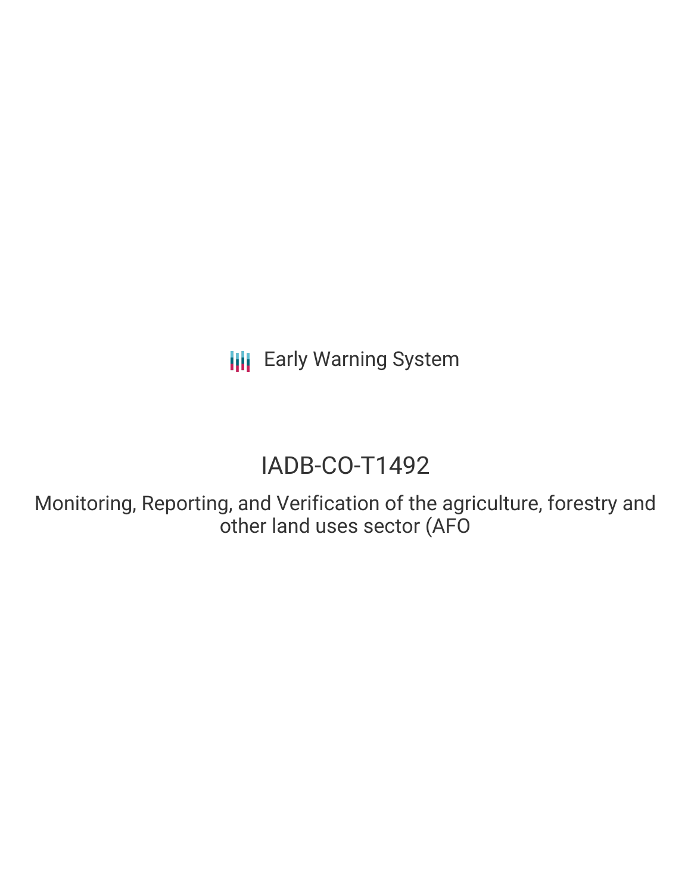Early Warning System

# IADB-CO-T1492

## Monitoring, Reporting, and Verification of the agriculture, forestry and other land uses sector (AFO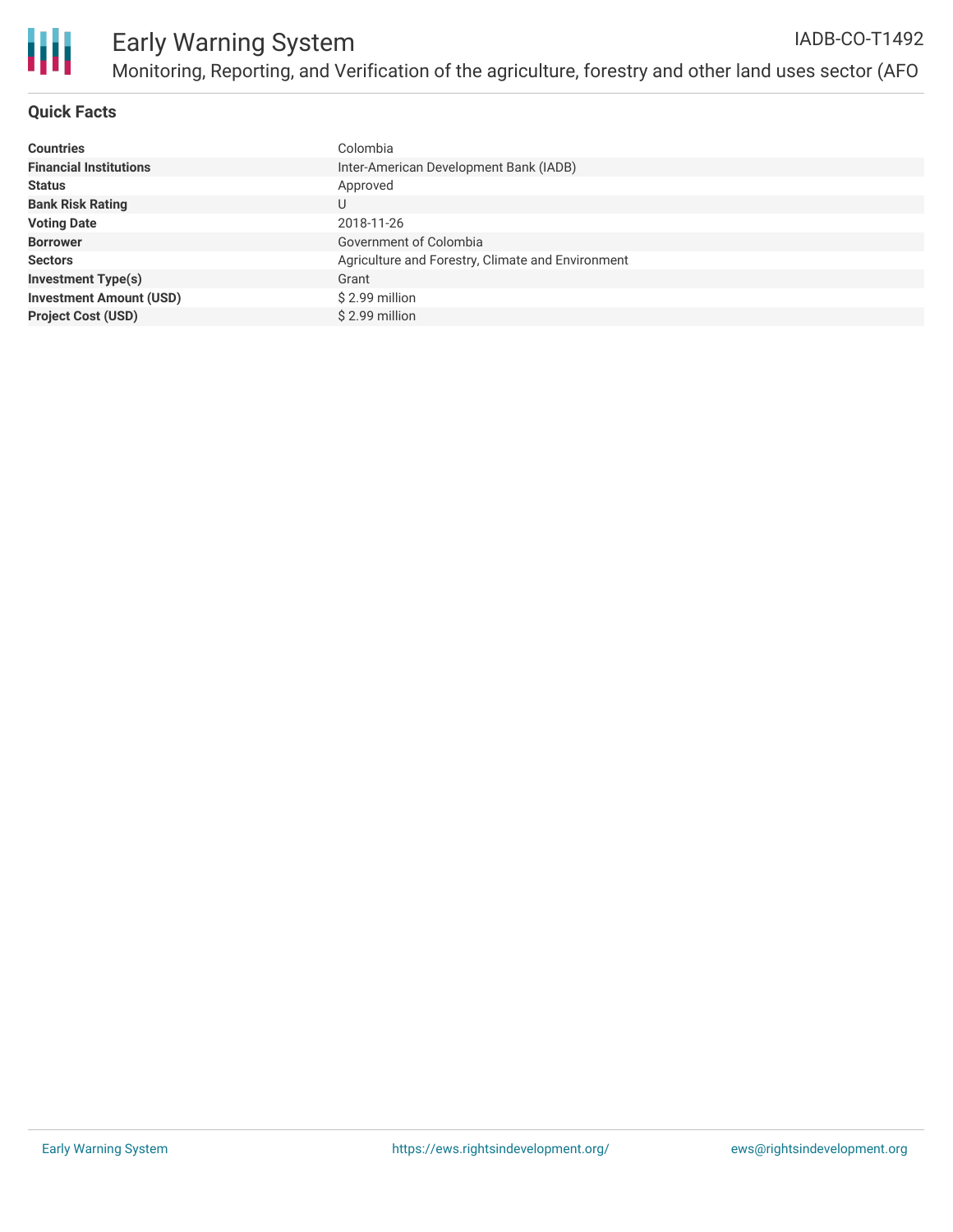## Quick Facts

| | |
|---|---|
| **Countries** | Colombia |
| **Financial Institutions** | Inter-American Development Bank (IADB) |
| **Status** | Approved |
| **Bank Risk Rating** | U |
| **Voting Date** | 2018-11-26 |
| **Borrower** | Government of Colombia |
| **Sectors** | Agriculture and Forestry, Climate and Environment |
| **Investment Type(s)** | Grant |
| **Investment Amount (USD)** | $ 2.99 million |
| **Project Cost (USD)** | $ 2.99 million |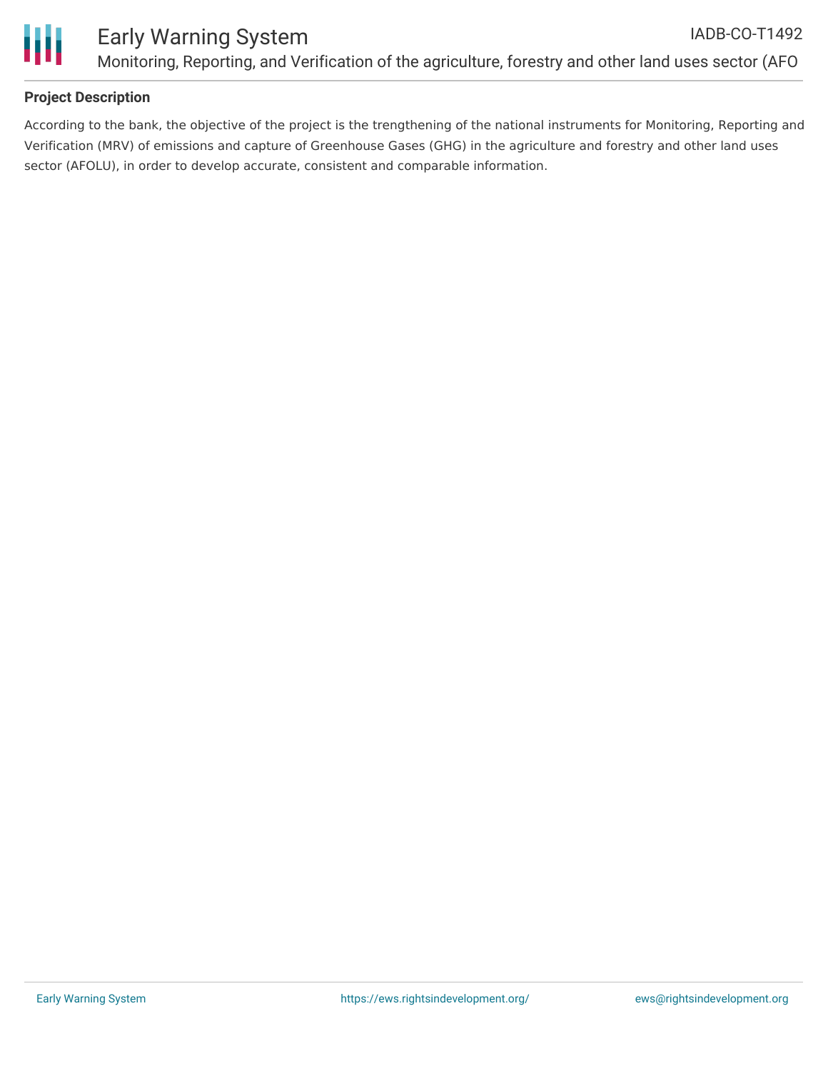## Project Description

According to the bank, the objective of the project is the trengthening of the national instruments for Monitoring, Reporting and Verification (MRV) of emissions and capture of Greenhouse Gases (GHG) in the agriculture and forestry and other land uses sector (AFOLU), in order to develop accurate, consistent and comparable information.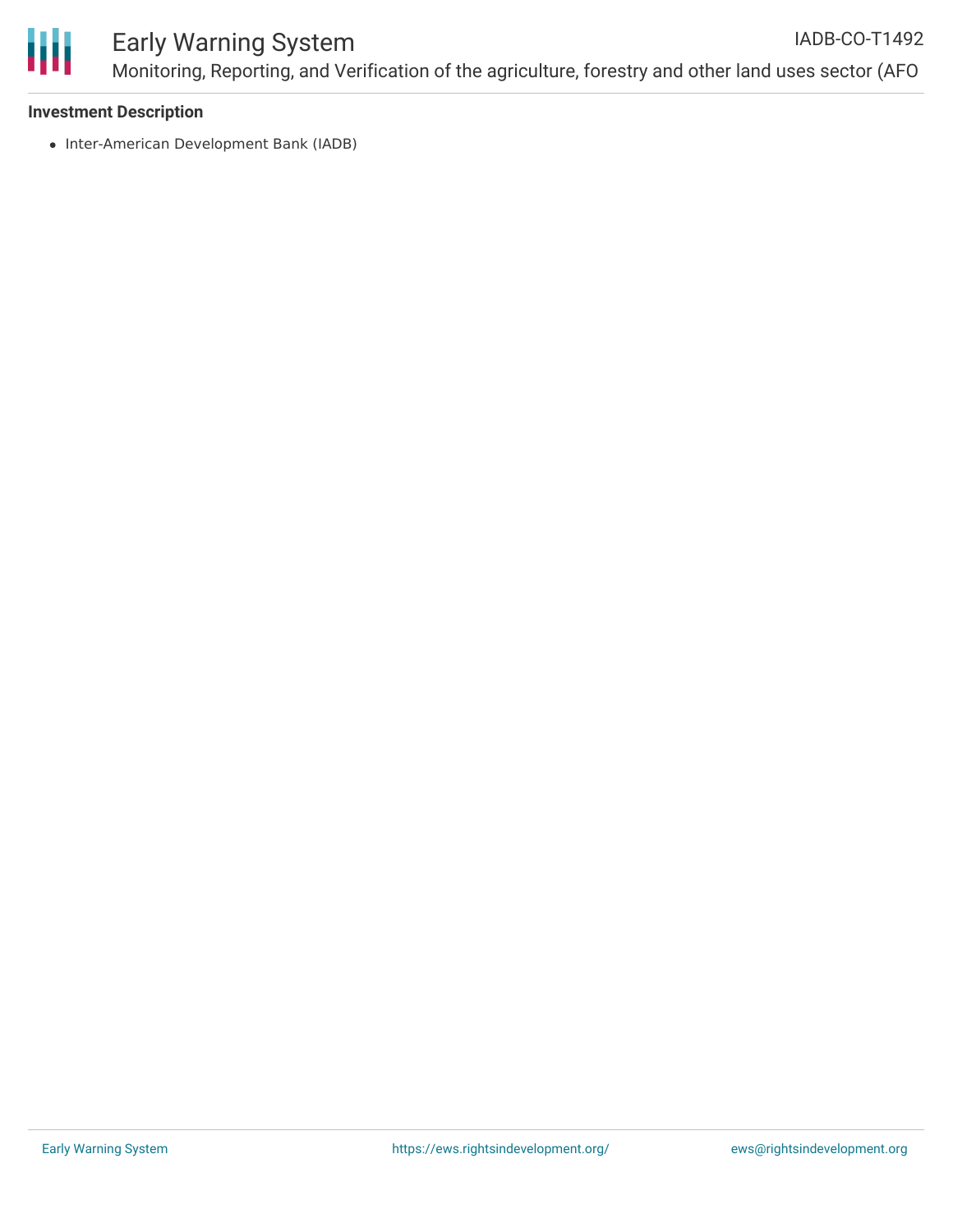**Investment Description**

- Inter-American Development Bank (IADB)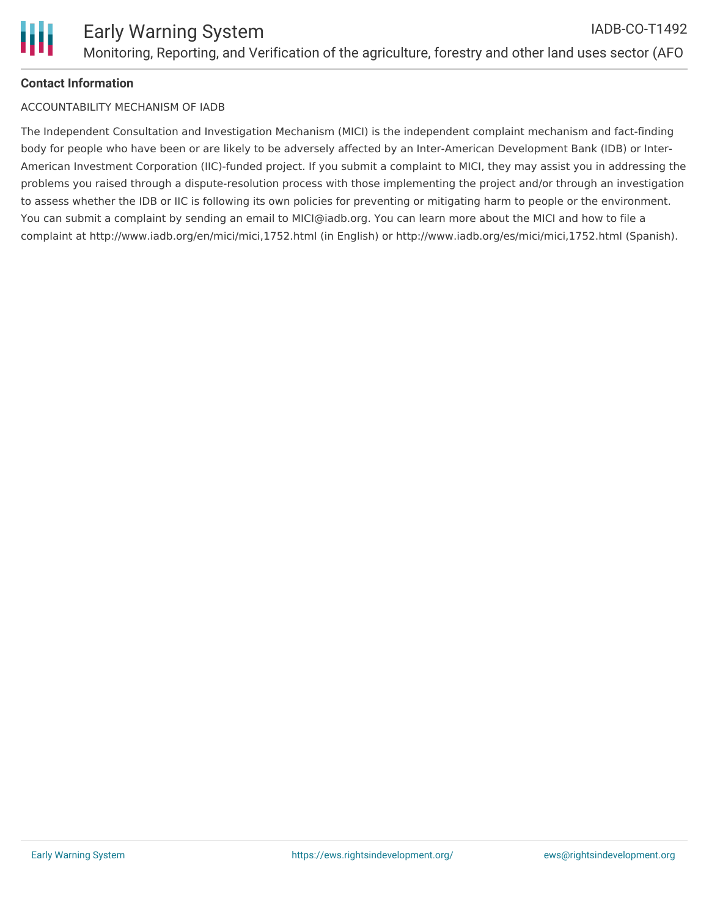**Contact Information**

ACCOUNTABILITY MECHANISM OF IADB

The Independent Consultation and Investigation Mechanism (MICI) is the independent complaint mechanism and fact-finding body for people who have been or are likely to be adversely affected by an Inter-American Development Bank (IDB) or Inter-American Investment Corporation (IIC)-funded project. If you submit a complaint to MICI, they may assist you in addressing the problems you raised through a dispute-resolution process with those implementing the project and/or through an investigation to assess whether the IDB or IIC is following its own policies for preventing or mitigating harm to people or the environment. You can submit a complaint by sending an email to MICI@iadb.org. You can learn more about the MICI and how to file a complaint at http://www.iadb.org/en/mici/mici,1752.html (in English) or http://www.iadb.org/es/mici/mici,1752.html (Spanish).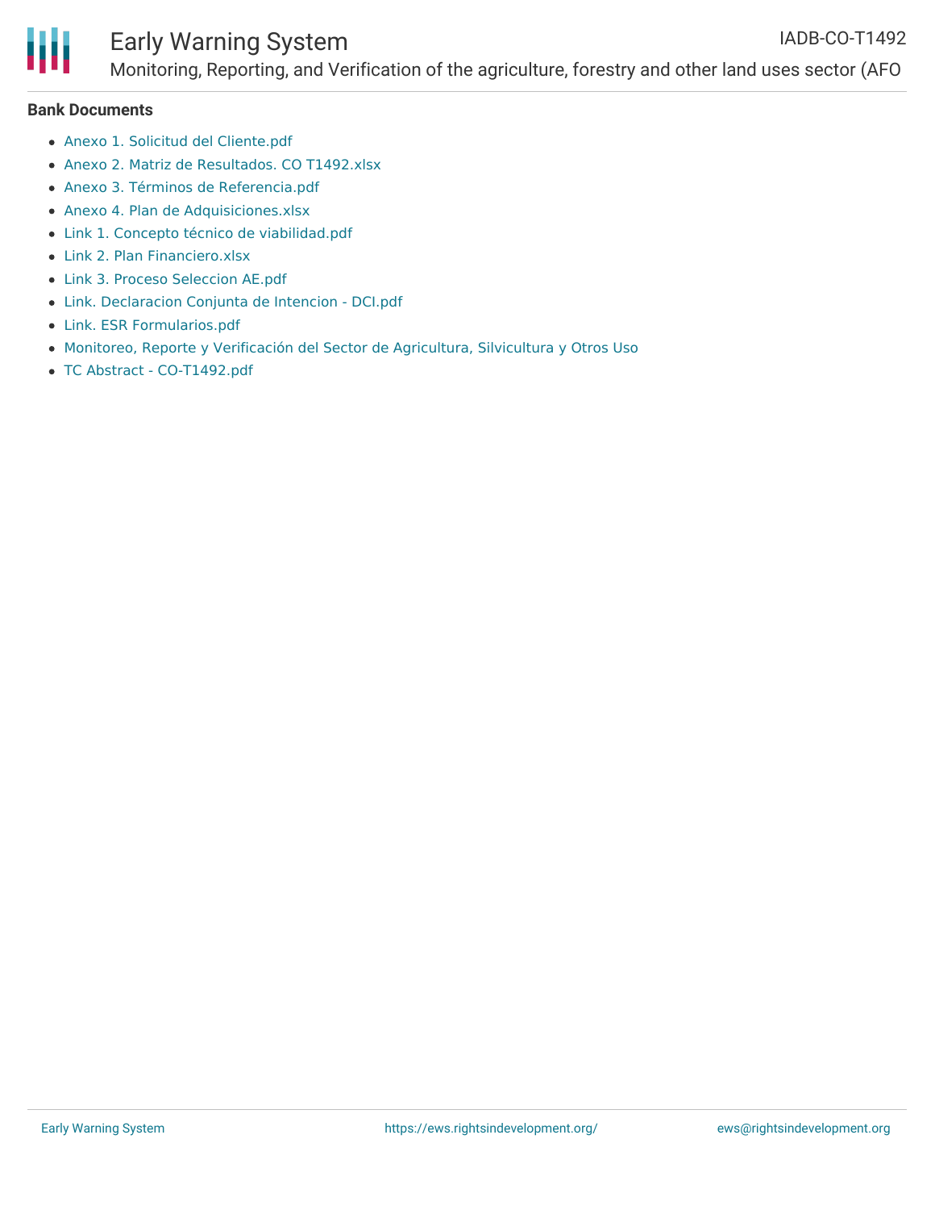**Bank Documents**

- Anexo 1. Solicitud del Cliente.pdf
- Anexo 2. Matriz de Resultados. CO T1492.xlsx
- Anexo 3. Términos de Referencia.pdf
- Anexo 4. Plan de Adquisiciones.xlsx
- Link 1. Concepto técnico de viabilidad.pdf
- Link 2. Plan Financiero.xlsx
- Link 3. Proceso Seleccion AE.pdf
- Link. Declaracion Conjunta de Intencion - DCI.pdf
- Link. ESR Formularios.pdf
- Monitoreo, Reporte y Verificación del Sector de Agricultura, Silvicultura y Otros Uso
- TC Abstract - CO-T1492.pdf